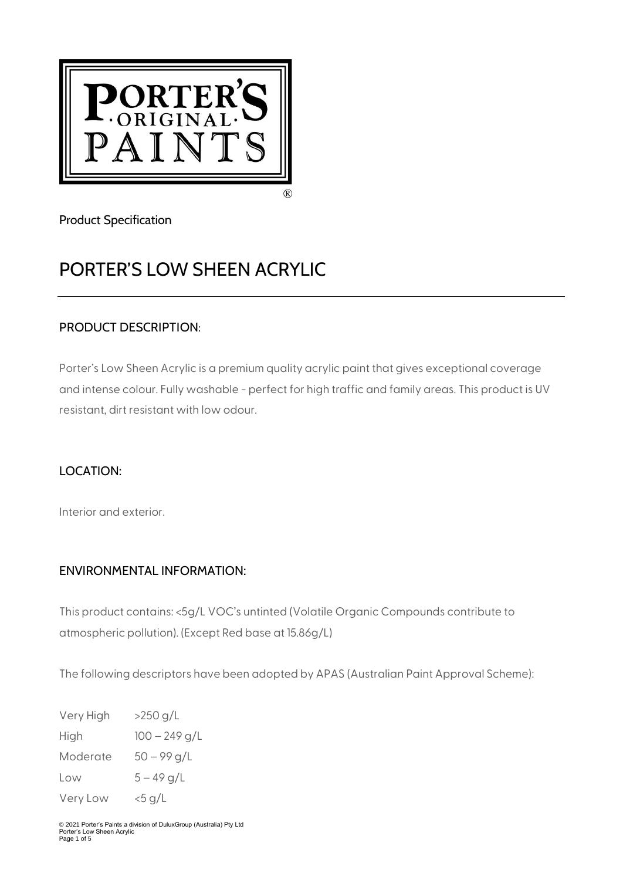Product Specification

# PORTER'S LOW SHEEN ACRYLIC

## PRODUCT DESCRIPTION:

Porter's Low Sheen Acrylic is a premium quality acrylic paint that gives exceptional coverage and intense colour. Fully washable - perfect for high traffic and family areas. This product is UV resistant, dirt resistant with low odour.

## LOCATION:

Interior and exterior.

## ENVIRONMENTAL INFORMATION:

This product contains: <5g/L VOC's untinted (Volatile Organic Compounds contribute to atmospheric pollution). (Except Red base at 15.86g/L)

The following descriptors have been adopted by APAS (Australian Paint Approval Scheme):

| | |
|---|---|
| Very High | >250 g/L |
| High | 100 – 249 g/L |
| Moderate | 50 – 99 g/L |
| Low | 5 – 49 g/L |
| Very Low | <5 g/L |

© 2021 Porter's Paints a division of DuluxGroup (Australia) Pty Ltd
Porter's Low Sheen Acrylic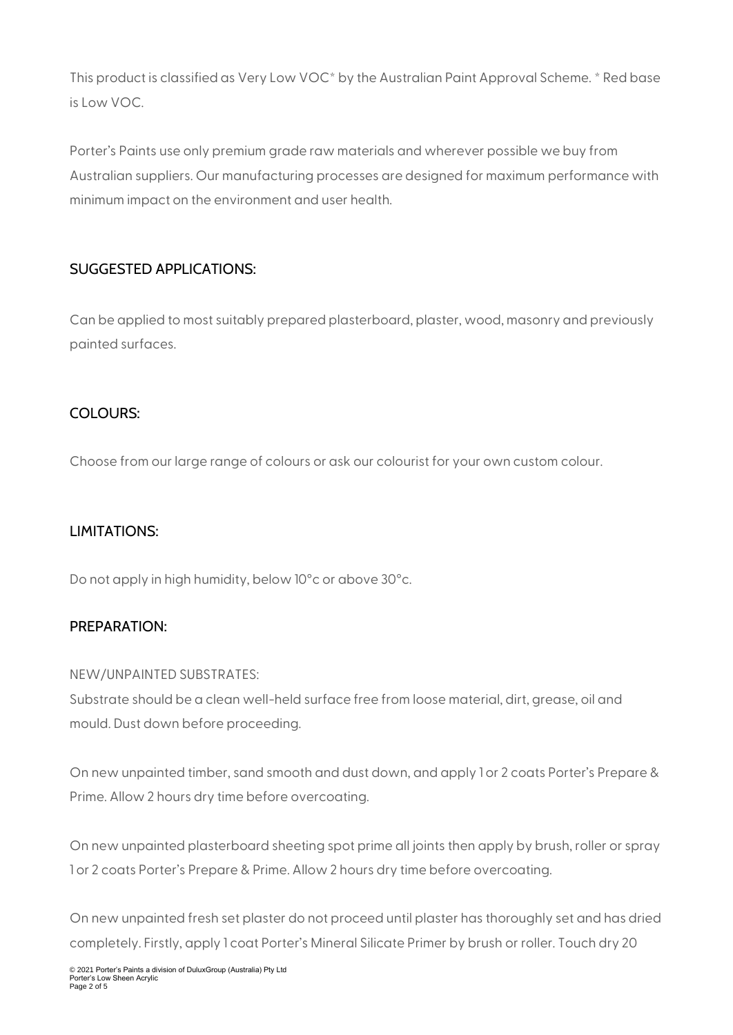This product is classified as Very Low VOC* by the Australian Paint Approval Scheme. * Red base is Low VOC.

Porter's Paints use only premium grade raw materials and wherever possible we buy from Australian suppliers. Our manufacturing processes are designed for maximum performance with minimum impact on the environment and user health.

## SUGGESTED APPLICATIONS:

Can be applied to most suitably prepared plasterboard, plaster, wood, masonry and previously painted surfaces.

## COLOURS:

Choose from our large range of colours or ask our colourist for your own custom colour.

## LIMITATIONS:

Do not apply in high humidity, below 10°c or above 30°c.

## PREPARATION:

NEW/UNPAINTED SUBSTRATES:

Substrate should be a clean well-held surface free from loose material, dirt, grease, oil and mould. Dust down before proceeding.

On new unpainted timber, sand smooth and dust down, and apply 1 or 2 coats Porter's Prepare & Prime. Allow 2 hours dry time before overcoating.

On new unpainted plasterboard sheeting spot prime all joints then apply by brush, roller or spray 1 or 2 coats Porter's Prepare & Prime. Allow 2 hours dry time before overcoating.

On new unpainted fresh set plaster do not proceed until plaster has thoroughly set and has dried completely. Firstly, apply 1 coat Porter's Mineral Silicate Primer by brush or roller. Touch dry 20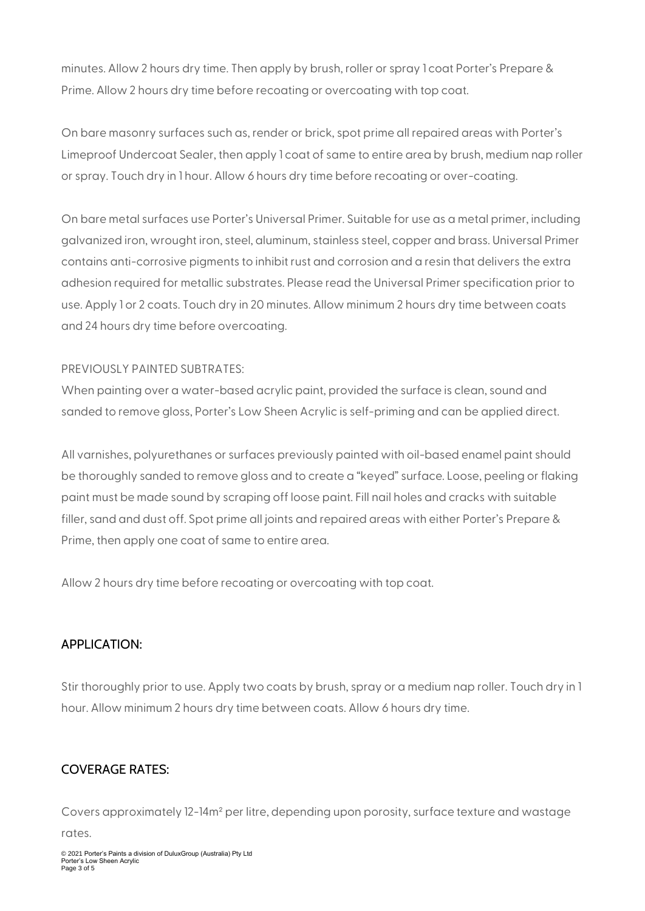minutes. Allow 2 hours dry time. Then apply by brush, roller or spray 1 coat Porter's Prepare & Prime. Allow 2 hours dry time before recoating or overcoating with top coat.

On bare masonry surfaces such as, render or brick, spot prime all repaired areas with Porter's Limeproof Undercoat Sealer, then apply 1 coat of same to entire area by brush, medium nap roller or spray. Touch dry in 1 hour. Allow 6 hours dry time before recoating or over-coating.

On bare metal surfaces use Porter's Universal Primer. Suitable for use as a metal primer, including galvanized iron, wrought iron, steel, aluminum, stainless steel, copper and brass. Universal Primer contains anti-corrosive pigments to inhibit rust and corrosion and a resin that delivers the extra adhesion required for metallic substrates. Please read the Universal Primer specification prior to use. Apply 1 or 2 coats. Touch dry in 20 minutes. Allow minimum 2 hours dry time between coats and 24 hours dry time before overcoating.

PREVIOUSLY PAINTED SUBTRATES:

When painting over a water-based acrylic paint, provided the surface is clean, sound and sanded to remove gloss, Porter's Low Sheen Acrylic is self-priming and can be applied direct.

All varnishes, polyurethanes or surfaces previously painted with oil-based enamel paint should be thoroughly sanded to remove gloss and to create a "keyed" surface. Loose, peeling or flaking paint must be made sound by scraping off loose paint. Fill nail holes and cracks with suitable filler, sand and dust off. Spot prime all joints and repaired areas with either Porter's Prepare & Prime, then apply one coat of same to entire area.

Allow 2 hours dry time before recoating or overcoating with top coat.

## APPLICATION:

Stir thoroughly prior to use. Apply two coats by brush, spray or a medium nap roller. Touch dry in 1 hour. Allow minimum 2 hours dry time between coats. Allow 6 hours dry time.

## COVERAGE RATES:

Covers approximately 12-14m² per litre, depending upon porosity, surface texture and wastage rates.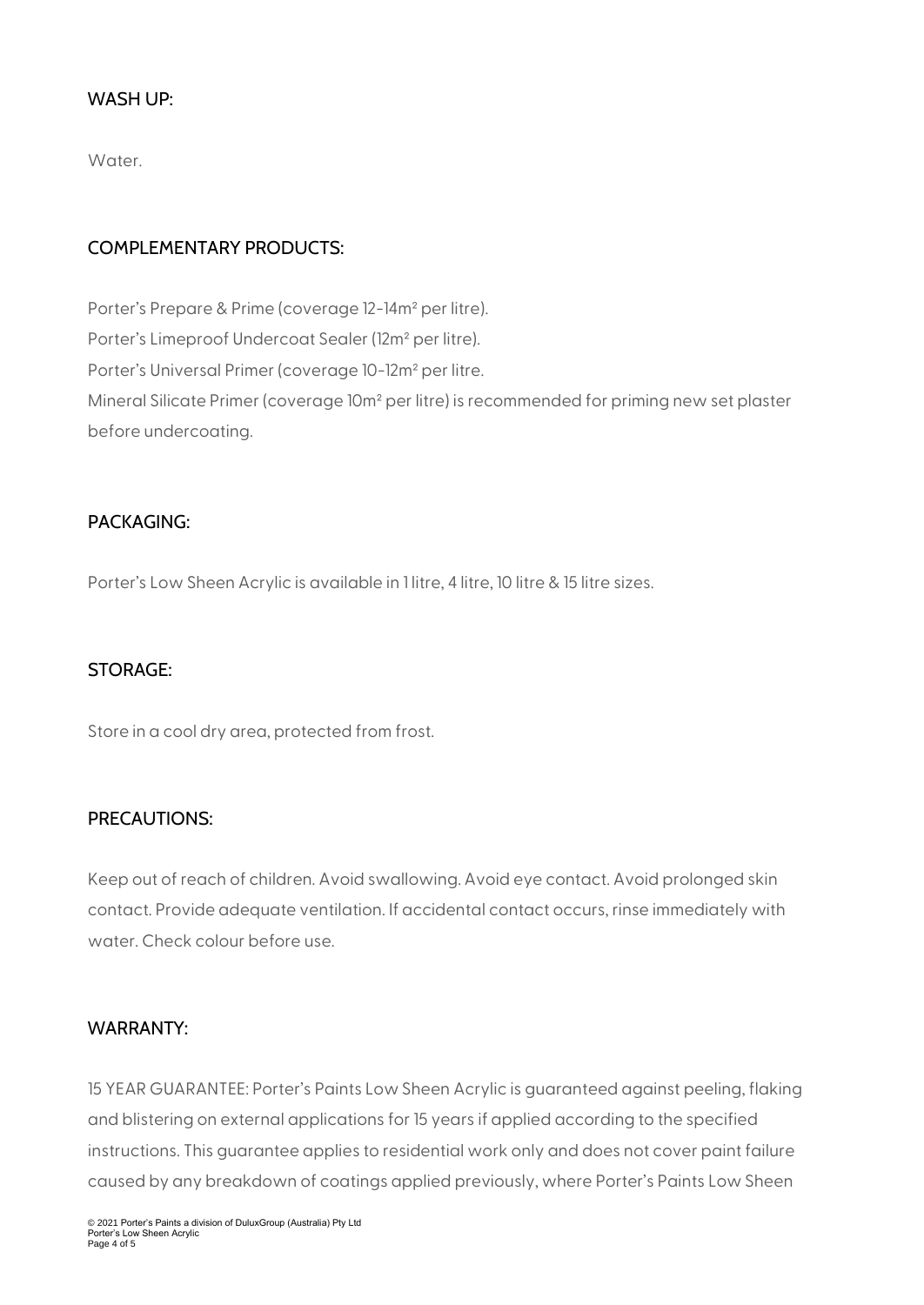## WASH UP:

Water.

## COMPLEMENTARY PRODUCTS:

Porter's Prepare & Prime (coverage 12-14m² per litre).
Porter's Limeproof Undercoat Sealer (12m² per litre).
Porter's Universal Primer (coverage 10-12m² per litre.
Mineral Silicate Primer (coverage 10m² per litre) is recommended for priming new set plaster before undercoating.

## PACKAGING:

Porter's Low Sheen Acrylic is available in 1 litre, 4 litre, 10 litre & 15 litre sizes.

## STORAGE:

Store in a cool dry area, protected from frost.

## PRECAUTIONS:

Keep out of reach of children. Avoid swallowing. Avoid eye contact. Avoid prolonged skin contact. Provide adequate ventilation. If accidental contact occurs, rinse immediately with water. Check colour before use.

## WARRANTY:

15 YEAR GUARANTEE: Porter's Paints Low Sheen Acrylic is guaranteed against peeling, flaking and blistering on external applications for 15 years if applied according to the specified instructions. This guarantee applies to residential work only and does not cover paint failure caused by any breakdown of coatings applied previously, where Porter's Paints Low Sheen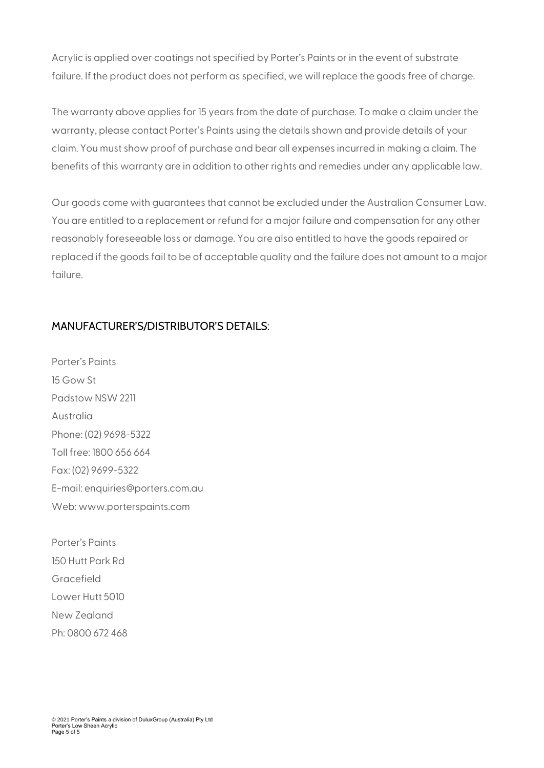Acrylic is applied over coatings not specified by Porter's Paints or in the event of substrate failure. If the product does not perform as specified, we will replace the goods free of charge.

The warranty above applies for 15 years from the date of purchase. To make a claim under the warranty, please contact Porter's Paints using the details shown and provide details of your claim. You must show proof of purchase and bear all expenses incurred in making a claim. The benefits of this warranty are in addition to other rights and remedies under any applicable law.

Our goods come with guarantees that cannot be excluded under the Australian Consumer Law. You are entitled to a replacement or refund for a major failure and compensation for any other reasonably foreseeable loss or damage. You are also entitled to have the goods repaired or replaced if the goods fail to be of acceptable quality and the failure does not amount to a major failure.

## MANUFACTURER'S/DISTRIBUTOR'S DETAILS:

Porter's Paints
15 Gow St
Padstow NSW 2211
Australia
Phone: (02) 9698-5322
Toll free: 1800 656 664
Fax: (02) 9699-5322
E-mail: enquiries@porters.com.au
Web: www.porterspaints.com

Porter's Paints
150 Hutt Park Rd
Gracefield
Lower Hutt 5010
New Zealand
Ph: 0800 672 468

© 2021 Porter's Paints a division of DuluxGroup (Australia) Pty Ltd
Porter's Low Sheen Acrylic